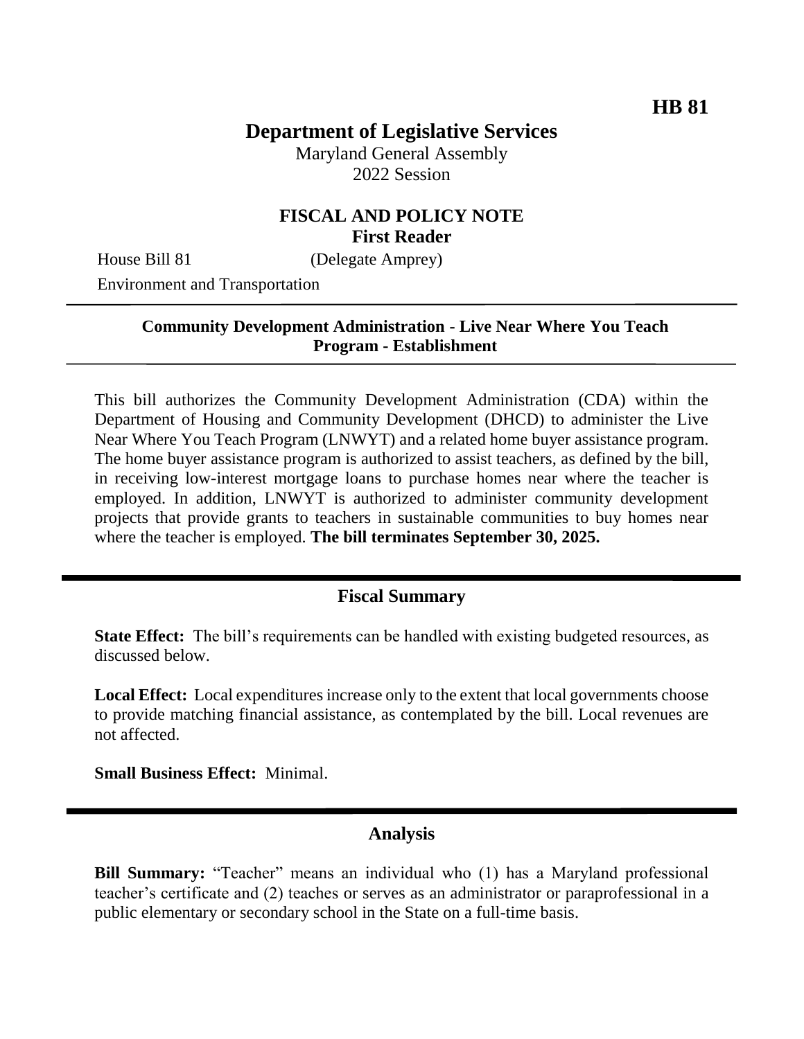HB 81

# Department of Legislative Services

Maryland General Assembly
2022 Session

## FISCAL AND POLICY NOTE
**First Reader**

House Bill 81 (Delegate Amprey)

Environment and Transportation

---

**Community Development Administration - Live Near Where You Teach Program - Establishment**

---

This bill authorizes the Community Development Administration (CDA) within the Department of Housing and Community Development (DHCD) to administer the Live Near Where You Teach Program (LNWYT) and a related home buyer assistance program. The home buyer assistance program is authorized to assist teachers, as defined by the bill, in receiving low-interest mortgage loans to purchase homes near where the teacher is employed. In addition, LNWYT is authorized to administer community development projects that provide grants to teachers in sustainable communities to buy homes near where the teacher is employed. **The bill terminates September 30, 2025.**

---

## Fiscal Summary

**State Effect:** The bill's requirements can be handled with existing budgeted resources, as discussed below.

**Local Effect:** Local expenditures increase only to the extent that local governments choose to provide matching financial assistance, as contemplated by the bill. Local revenues are not affected.

**Small Business Effect:** Minimal.

---

## Analysis

**Bill Summary:** "Teacher" means an individual who (1) has a Maryland professional teacher's certificate and (2) teaches or serves as an administrator or paraprofessional in a public elementary or secondary school in the State on a full-time basis.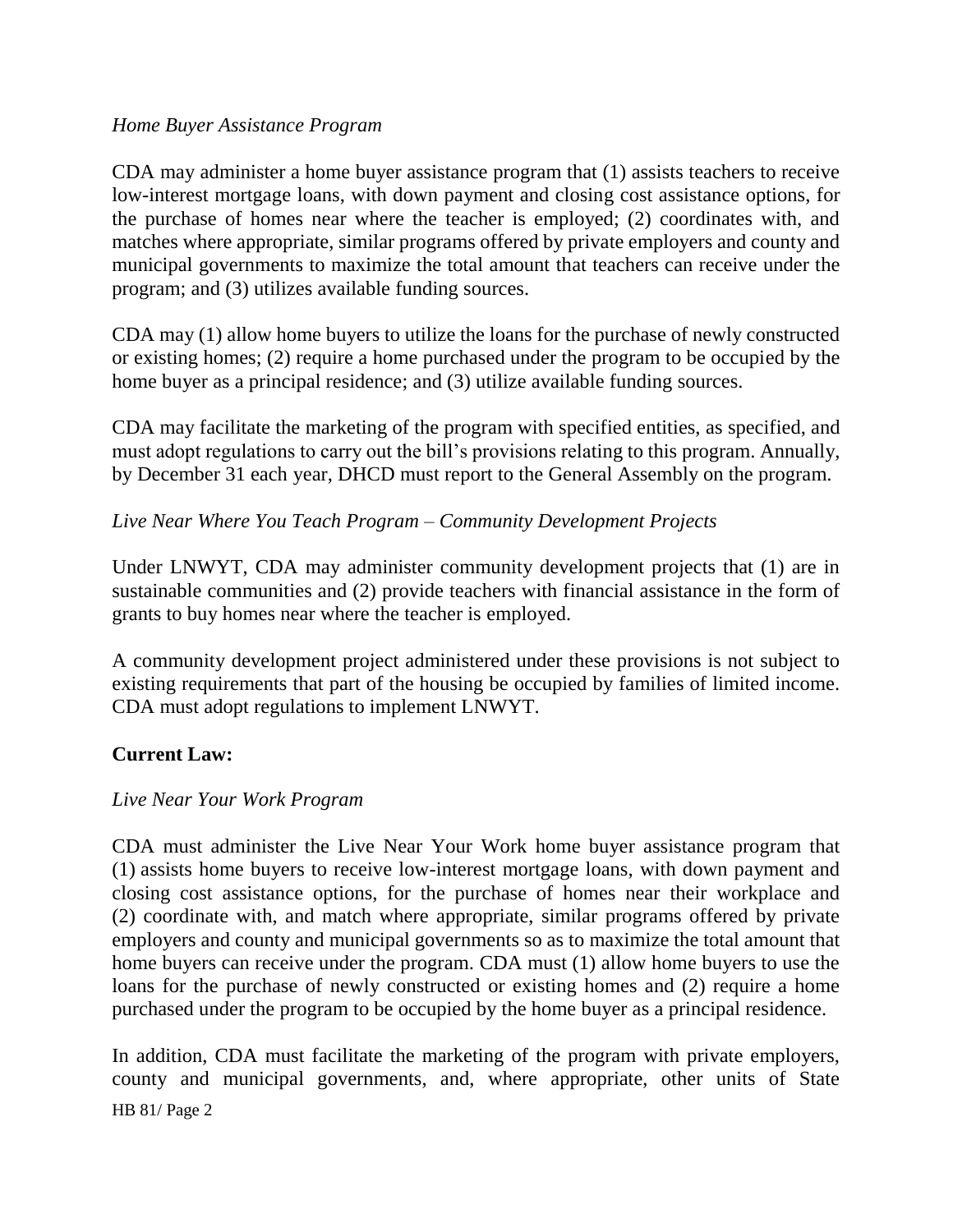*Home Buyer Assistance Program*

CDA may administer a home buyer assistance program that (1) assists teachers to receive low-interest mortgage loans, with down payment and closing cost assistance options, for the purchase of homes near where the teacher is employed; (2) coordinates with, and matches where appropriate, similar programs offered by private employers and county and municipal governments to maximize the total amount that teachers can receive under the program; and (3) utilizes available funding sources.

CDA may (1) allow home buyers to utilize the loans for the purchase of newly constructed or existing homes; (2) require a home purchased under the program to be occupied by the home buyer as a principal residence; and (3) utilize available funding sources.

CDA may facilitate the marketing of the program with specified entities, as specified, and must adopt regulations to carry out the bill's provisions relating to this program. Annually, by December 31 each year, DHCD must report to the General Assembly on the program.

*Live Near Where You Teach Program – Community Development Projects*

Under LNWYT, CDA may administer community development projects that (1) are in sustainable communities and (2) provide teachers with financial assistance in the form of grants to buy homes near where the teacher is employed.

A community development project administered under these provisions is not subject to existing requirements that part of the housing be occupied by families of limited income. CDA must adopt regulations to implement LNWYT.

**Current Law:**

*Live Near Your Work Program*

CDA must administer the Live Near Your Work home buyer assistance program that (1) assists home buyers to receive low-interest mortgage loans, with down payment and closing cost assistance options, for the purchase of homes near their workplace and (2) coordinate with, and match where appropriate, similar programs offered by private employers and county and municipal governments so as to maximize the total amount that home buyers can receive under the program. CDA must (1) allow home buyers to use the loans for the purchase of newly constructed or existing homes and (2) require a home purchased under the program to be occupied by the home buyer as a principal residence.

In addition, CDA must facilitate the marketing of the program with private employers, county and municipal governments, and, where appropriate, other units of State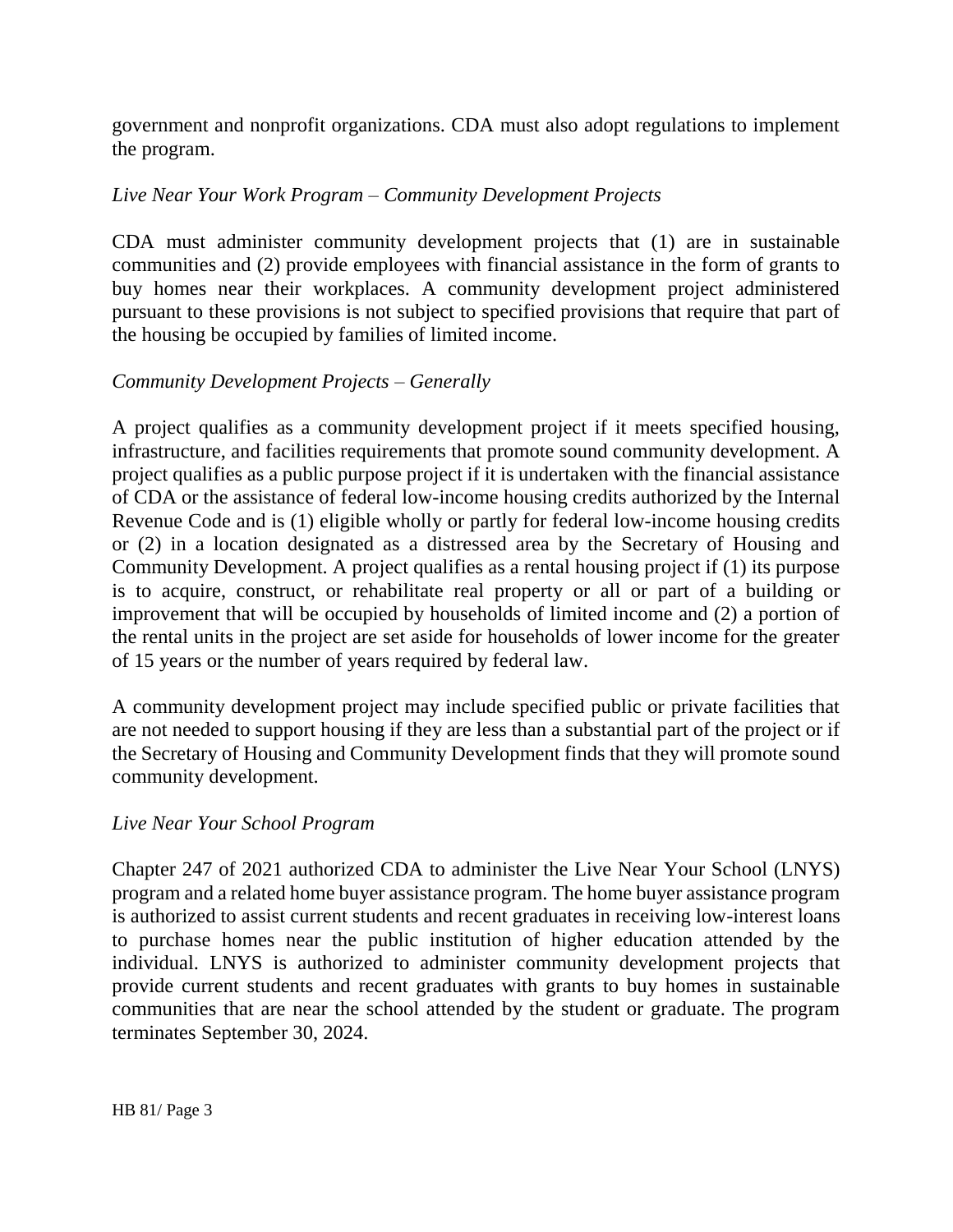government and nonprofit organizations. CDA must also adopt regulations to implement the program.

*Live Near Your Work Program – Community Development Projects*

CDA must administer community development projects that (1) are in sustainable communities and (2) provide employees with financial assistance in the form of grants to buy homes near their workplaces. A community development project administered pursuant to these provisions is not subject to specified provisions that require that part of the housing be occupied by families of limited income.

*Community Development Projects – Generally*

A project qualifies as a community development project if it meets specified housing, infrastructure, and facilities requirements that promote sound community development. A project qualifies as a public purpose project if it is undertaken with the financial assistance of CDA or the assistance of federal low-income housing credits authorized by the Internal Revenue Code and is (1) eligible wholly or partly for federal low-income housing credits or (2) in a location designated as a distressed area by the Secretary of Housing and Community Development. A project qualifies as a rental housing project if (1) its purpose is to acquire, construct, or rehabilitate real property or all or part of a building or improvement that will be occupied by households of limited income and (2) a portion of the rental units in the project are set aside for households of lower income for the greater of 15 years or the number of years required by federal law.

A community development project may include specified public or private facilities that are not needed to support housing if they are less than a substantial part of the project or if the Secretary of Housing and Community Development finds that they will promote sound community development.

*Live Near Your School Program*

Chapter 247 of 2021 authorized CDA to administer the Live Near Your School (LNYS) program and a related home buyer assistance program. The home buyer assistance program is authorized to assist current students and recent graduates in receiving low-interest loans to purchase homes near the public institution of higher education attended by the individual. LNYS is authorized to administer community development projects that provide current students and recent graduates with grants to buy homes in sustainable communities that are near the school attended by the student or graduate. The program terminates September 30, 2024.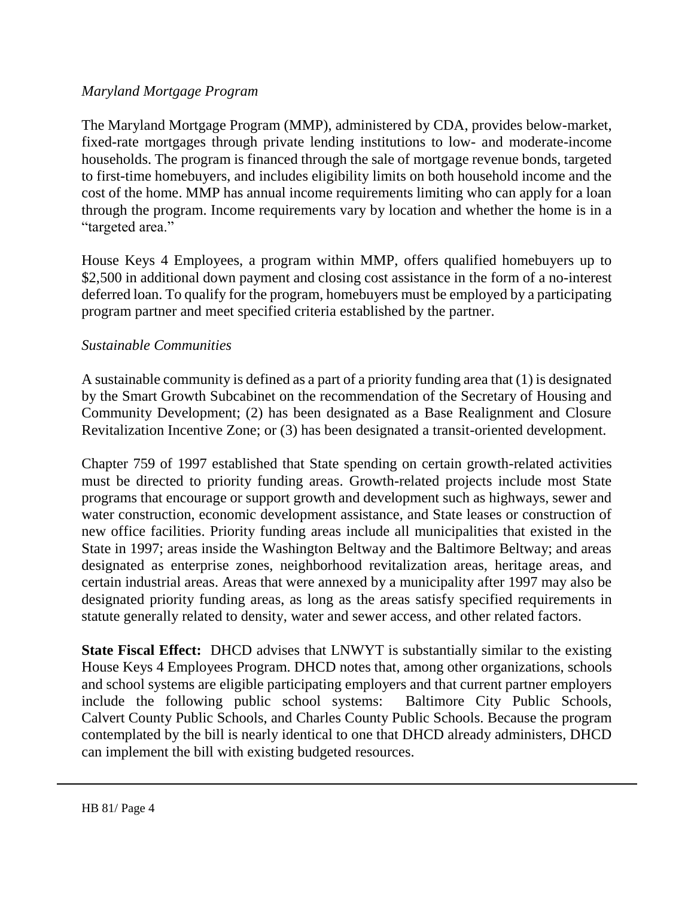*Maryland Mortgage Program*

The Maryland Mortgage Program (MMP), administered by CDA, provides below-market, fixed-rate mortgages through private lending institutions to low- and moderate-income households. The program is financed through the sale of mortgage revenue bonds, targeted to first-time homebuyers, and includes eligibility limits on both household income and the cost of the home. MMP has annual income requirements limiting who can apply for a loan through the program. Income requirements vary by location and whether the home is in a "targeted area."

House Keys 4 Employees, a program within MMP, offers qualified homebuyers up to $2,500 in additional down payment and closing cost assistance in the form of a no-interest deferred loan. To qualify for the program, homebuyers must be employed by a participating program partner and meet specified criteria established by the partner.

*Sustainable Communities*

A sustainable community is defined as a part of a priority funding area that (1) is designated by the Smart Growth Subcabinet on the recommendation of the Secretary of Housing and Community Development; (2) has been designated as a Base Realignment and Closure Revitalization Incentive Zone; or (3) has been designated a transit-oriented development.

Chapter 759 of 1997 established that State spending on certain growth-related activities must be directed to priority funding areas. Growth-related projects include most State programs that encourage or support growth and development such as highways, sewer and water construction, economic development assistance, and State leases or construction of new office facilities. Priority funding areas include all municipalities that existed in the State in 1997; areas inside the Washington Beltway and the Baltimore Beltway; and areas designated as enterprise zones, neighborhood revitalization areas, heritage areas, and certain industrial areas. Areas that were annexed by a municipality after 1997 may also be designated priority funding areas, as long as the areas satisfy specified requirements in statute generally related to density, water and sewer access, and other related factors.

**State Fiscal Effect:** DHCD advises that LNWYT is substantially similar to the existing House Keys 4 Employees Program. DHCD notes that, among other organizations, schools and school systems are eligible participating employers and that current partner employers include the following public school systems: Baltimore City Public Schools, Calvert County Public Schools, and Charles County Public Schools. Because the program contemplated by the bill is nearly identical to one that DHCD already administers, DHCD can implement the bill with existing budgeted resources.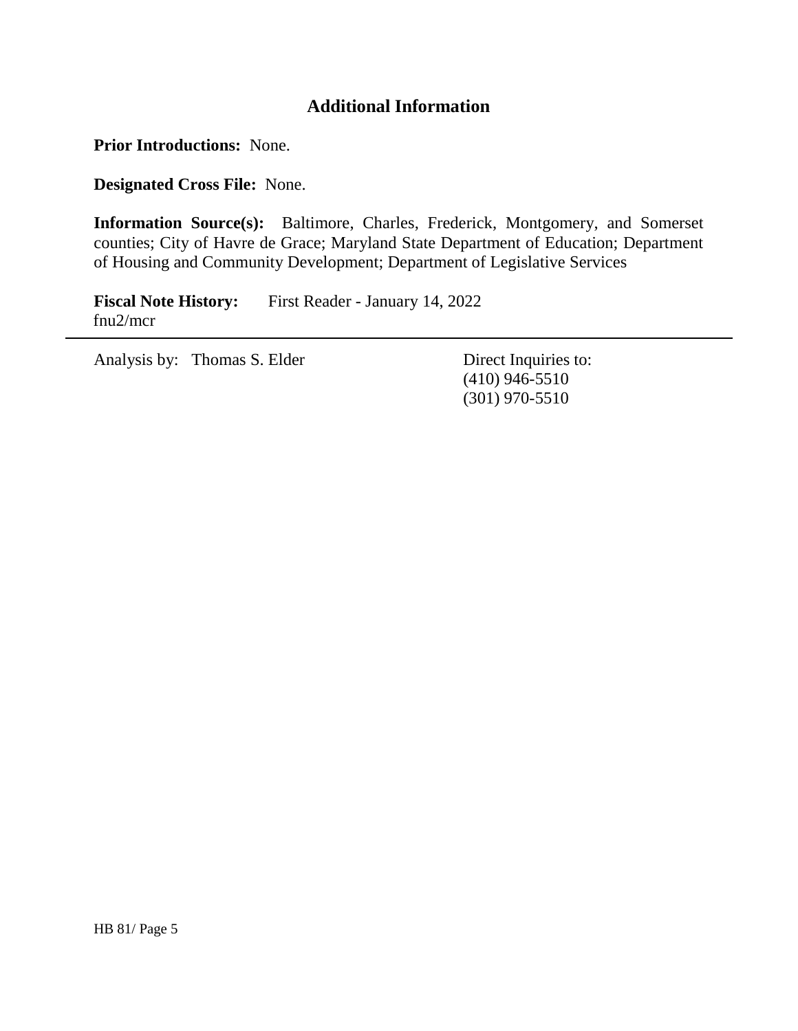## Additional Information

**Prior Introductions:** None.

**Designated Cross File:** None.

**Information Source(s):** Baltimore, Charles, Frederick, Montgomery, and Somerset counties; City of Havre de Grace; Maryland State Department of Education; Department of Housing and Community Development; Department of Legislative Services

**Fiscal Note History:** First Reader - January 14, 2022
fnu2/mcr

---

Analysis by: Thomas S. Elder

Direct Inquiries to:
(410) 946-5510
(301) 970-5510